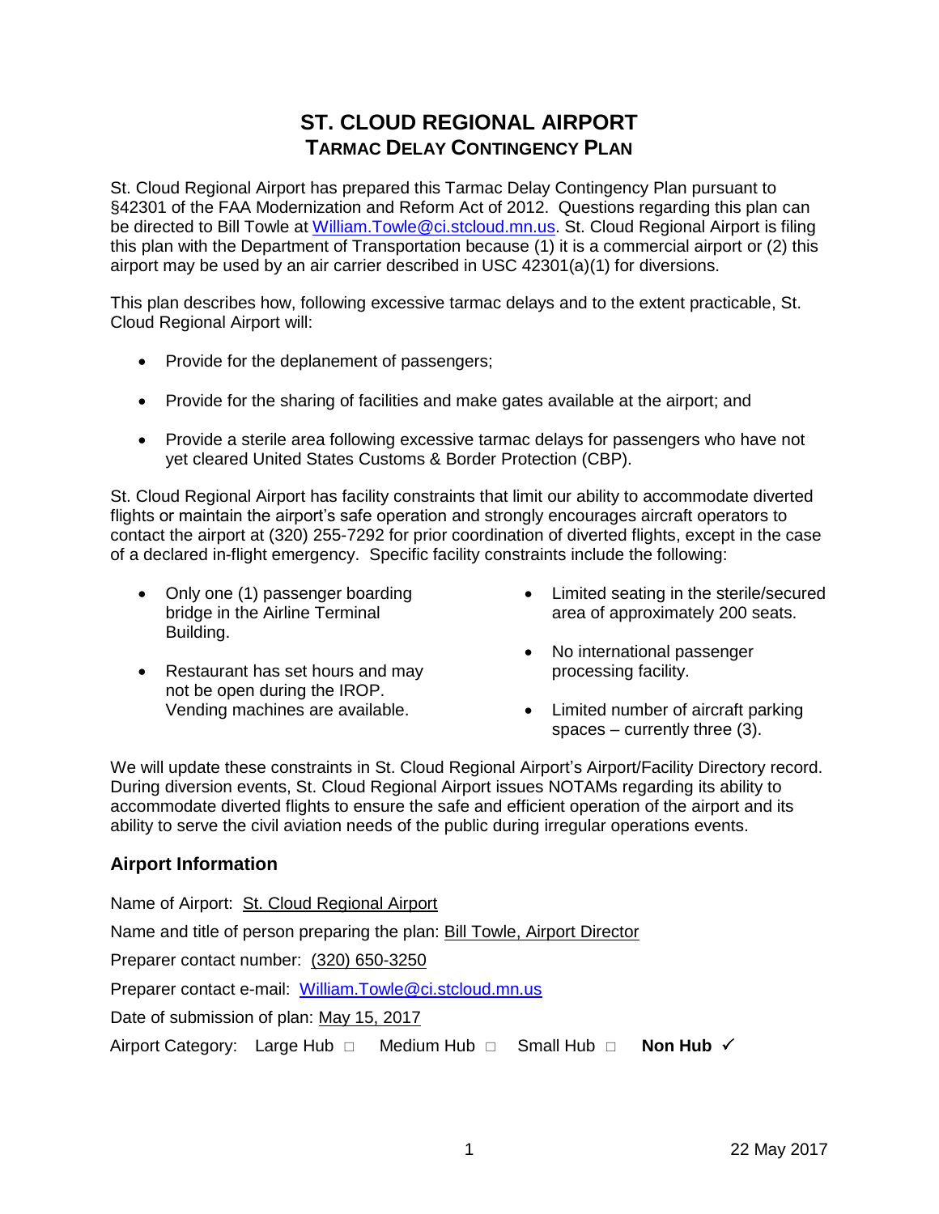# ST. CLOUD REGIONAL AIRPORT
## TARMAC DELAY CONTINGENCY PLAN

St. Cloud Regional Airport has prepared this Tarmac Delay Contingency Plan pursuant to §42301 of the FAA Modernization and Reform Act of 2012. Questions regarding this plan can be directed to Bill Towle at William.Towle@ci.stcloud.mn.us. St. Cloud Regional Airport is filing this plan with the Department of Transportation because (1) it is a commercial airport or (2) this airport may be used by an air carrier described in USC 42301(a)(1) for diversions.

This plan describes how, following excessive tarmac delays and to the extent practicable, St. Cloud Regional Airport will:

- Provide for the deplanement of passengers;
- Provide for the sharing of facilities and make gates available at the airport; and
- Provide a sterile area following excessive tarmac delays for passengers who have not yet cleared United States Customs & Border Protection (CBP).

St. Cloud Regional Airport has facility constraints that limit our ability to accommodate diverted flights or maintain the airport's safe operation and strongly encourages aircraft operators to contact the airport at (320) 255-7292 for prior coordination of diverted flights, except in the case of a declared in-flight emergency. Specific facility constraints include the following:

- Only one (1) passenger boarding bridge in the Airline Terminal Building.
- Restaurant has set hours and may not be open during the IROP. Vending machines are available.
- Limited seating in the sterile/secured area of approximately 200 seats.
- No international passenger processing facility.
- Limited number of aircraft parking spaces – currently three (3).

We will update these constraints in St. Cloud Regional Airport's Airport/Facility Directory record. During diversion events, St. Cloud Regional Airport issues NOTAMs regarding its ability to accommodate diverted flights to ensure the safe and efficient operation of the airport and its ability to serve the civil aviation needs of the public during irregular operations events.

### Airport Information

Name of Airport: St. Cloud Regional Airport

Name and title of person preparing the plan: Bill Towle, Airport Director

Preparer contact number: (320) 650-3250

Preparer contact e-mail: William.Towle@ci.stcloud.mn.us

Date of submission of plan: May 15, 2017

Airport Category: Large Hub ☐ Medium Hub ☐ Small Hub ☐ **Non Hub** ✓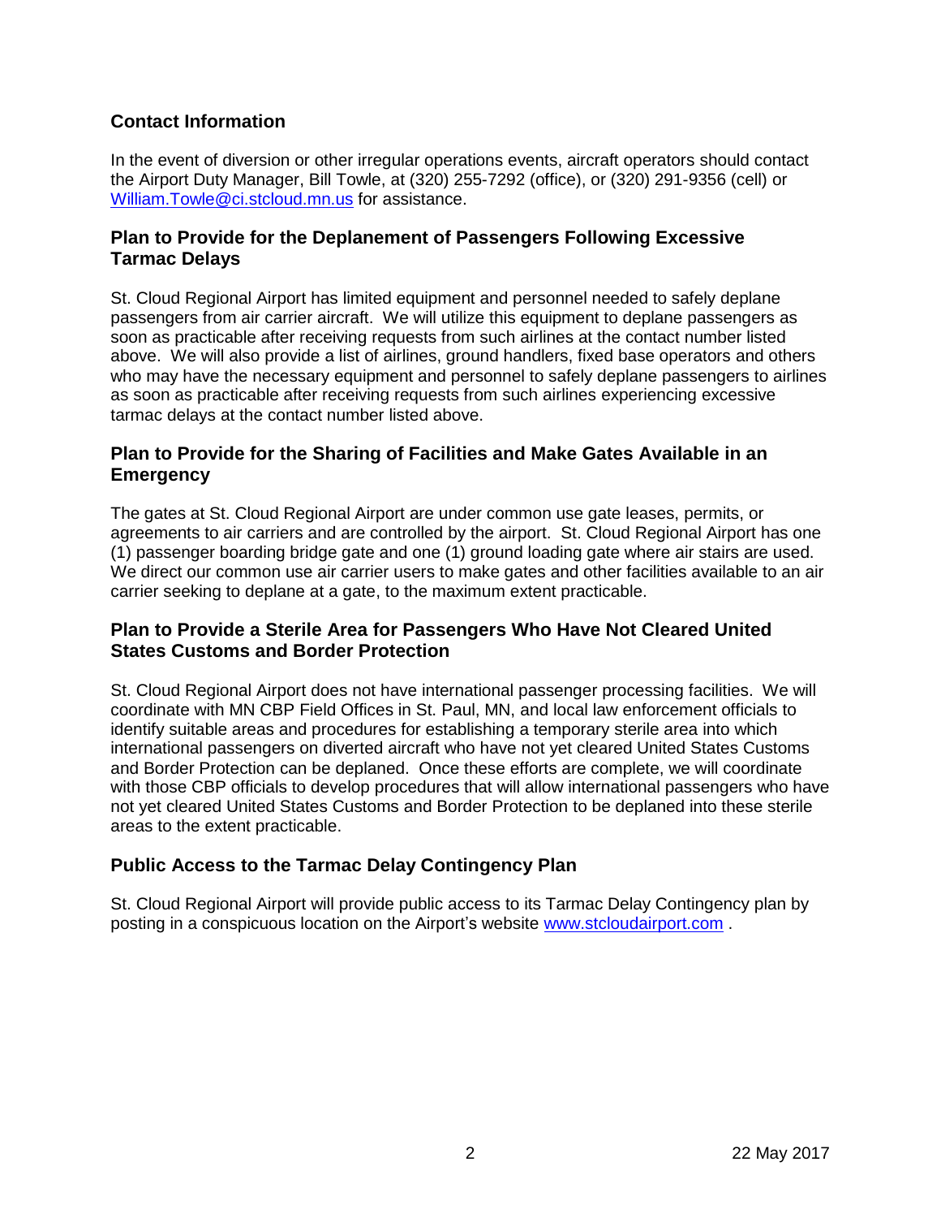## Contact Information

In the event of diversion or other irregular operations events, aircraft operators should contact the Airport Duty Manager, Bill Towle, at (320) 255-7292 (office), or (320) 291-9356 (cell) or William.Towle@ci.stcloud.mn.us for assistance.

## Plan to Provide for the Deplanement of Passengers Following Excessive Tarmac Delays

St. Cloud Regional Airport has limited equipment and personnel needed to safely deplane passengers from air carrier aircraft. We will utilize this equipment to deplane passengers as soon as practicable after receiving requests from such airlines at the contact number listed above. We will also provide a list of airlines, ground handlers, fixed base operators and others who may have the necessary equipment and personnel to safely deplane passengers to airlines as soon as practicable after receiving requests from such airlines experiencing excessive tarmac delays at the contact number listed above.

## Plan to Provide for the Sharing of Facilities and Make Gates Available in an Emergency

The gates at St. Cloud Regional Airport are under common use gate leases, permits, or agreements to air carriers and are controlled by the airport. St. Cloud Regional Airport has one (1) passenger boarding bridge gate and one (1) ground loading gate where air stairs are used. We direct our common use air carrier users to make gates and other facilities available to an air carrier seeking to deplane at a gate, to the maximum extent practicable.

## Plan to Provide a Sterile Area for Passengers Who Have Not Cleared United States Customs and Border Protection

St. Cloud Regional Airport does not have international passenger processing facilities. We will coordinate with MN CBP Field Offices in St. Paul, MN, and local law enforcement officials to identify suitable areas and procedures for establishing a temporary sterile area into which international passengers on diverted aircraft who have not yet cleared United States Customs and Border Protection can be deplaned. Once these efforts are complete, we will coordinate with those CBP officials to develop procedures that will allow international passengers who have not yet cleared United States Customs and Border Protection to be deplaned into these sterile areas to the extent practicable.

## Public Access to the Tarmac Delay Contingency Plan

St. Cloud Regional Airport will provide public access to its Tarmac Delay Contingency plan by posting in a conspicuous location on the Airport's website www.stcloudairport.com .